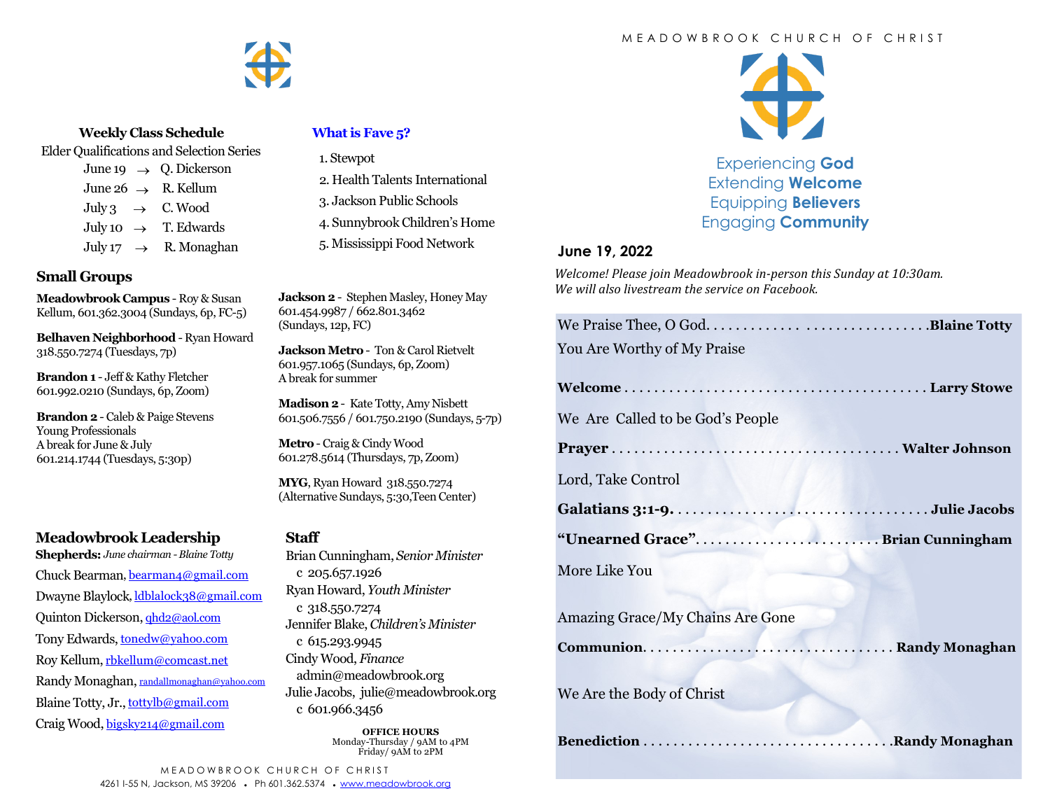## Weekly Class Schedule

Elder Qualifications and Selection Series

- June 19 → Q. Dickerson
- June 26 → R. Kellum
- July 3 → C. Wood
- July 10 → T. Edwards
- July 17 → R. Monaghan

## What is Fave 5?

1. Stewpot
2. Health Talents International
3. Jackson Public Schools
4. Sunnybrook Children's Home
5. Mississippi Food Network

## Small Groups

**Meadowbrook Campus** - Roy & Susan Kellum, 601.362.3004 (Sundays, 6p, FC-5)

**Belhaven Neighborhood** - Ryan Howard 318.550.7274 (Tuesdays, 7p)

**Brandon 1** - Jeff & Kathy Fletcher 601.992.0210 (Sundays, 6p, Zoom)

**Brandon 2** - Caleb & Paige Stevens
Young Professionals
A break for June & July
601.214.1744 (Tuesdays, 5:30p)

**Jackson 2** - Stephen Masley, Honey May 601.454.9987 / 662.801.3462 (Sundays, 12p, FC)

**Jackson Metro** - Ton & Carol Rietvelt 601.957.1065 (Sundays, 6p, Zoom)
A break for summer

**Madison 2** - Kate Totty, Amy Nisbett 601.506.7556 / 601.750.2190 (Sundays, 5-7p)

**Metro** - Craig & Cindy Wood 601.278.5614 (Thursdays, 7p, Zoom)

**MYG**, Ryan Howard 318.550.7274 (Alternative Sundays, 5:30,Teen Center)

## Meadowbrook Leadership

**Shepherds:** *June chairman - Blaine Totty*

Chuck Bearman, bearman4@gmail.com
Dwayne Blaylock, ldblalock38@gmail.com
Quinton Dickerson, qhd2@aol.com
Tony Edwards, tonedw@yahoo.com
Roy Kellum, rbkellum@comcast.net
Randy Monaghan, randallmonaghan@yahoo.com
Blaine Totty, Jr., tottylb@gmail.com
Craig Wood, bigsky214@gmail.com

## Staff

Brian Cunningham, *Senior Minister*
c 205.657.1926
Ryan Howard, *Youth Minister*
c 318.550.7274
Jennifer Blake, *Children's Minister*
c 615.293.9945
Cindy Wood, *Finance*
admin@meadowbrook.org
Julie Jacobs, julie@meadowbrook.org
c 601.966.3456

**OFFICE HOURS**
Monday-Thursday / 9AM to 4PM
Friday/ 9AM to 2PM

MEADOWBROOK CHURCH OF CHRIST
4261 I-55 N, Jackson, MS 39206 • Ph 601.362.5374 • www.meadowbrook.org

# MEADOWBROOK CHURCH OF CHRIST

Experiencing **God**
Extending **Welcome**
Equipping **Believers**
Engaging **Community**

**June 19, 2022**

*Welcome! Please join Meadowbrook in-person this Sunday at 10:30am.*
*We will also livestream the service on Facebook.*

We Praise Thee, O God. . . . . . . . . . . . . . . . . . . . . . . . . . . . . . **Blaine Totty**
You Are Worthy of My Praise

**Welcome** . . . . . . . . . . . . . . . . . . . . . . . . . . . . . . . . . . . . . . . . **Larry Stowe**

We Are Called to be God's People

**Prayer** . . . . . . . . . . . . . . . . . . . . . . . . . . . . . . . . . . . . . **Walter Johnson**

Lord, Take Control

**Galatians 3:1-9**. . . . . . . . . . . . . . . . . . . . . . . . . . . . . . . . . . **Julie Jacobs**

**"Unearned Grace"**. . . . . . . . . . . . . . . . . . . . . . . . . **Brian Cunningham**

More Like You

Amazing Grace/My Chains Are Gone

**Communion**. . . . . . . . . . . . . . . . . . . . . . . . . . . . . . . . . **Randy Monaghan**

We Are the Body of Christ

**Benediction** . . . . . . . . . . . . . . . . . . . . . . . . . . . . . . . . **Randy Monaghan**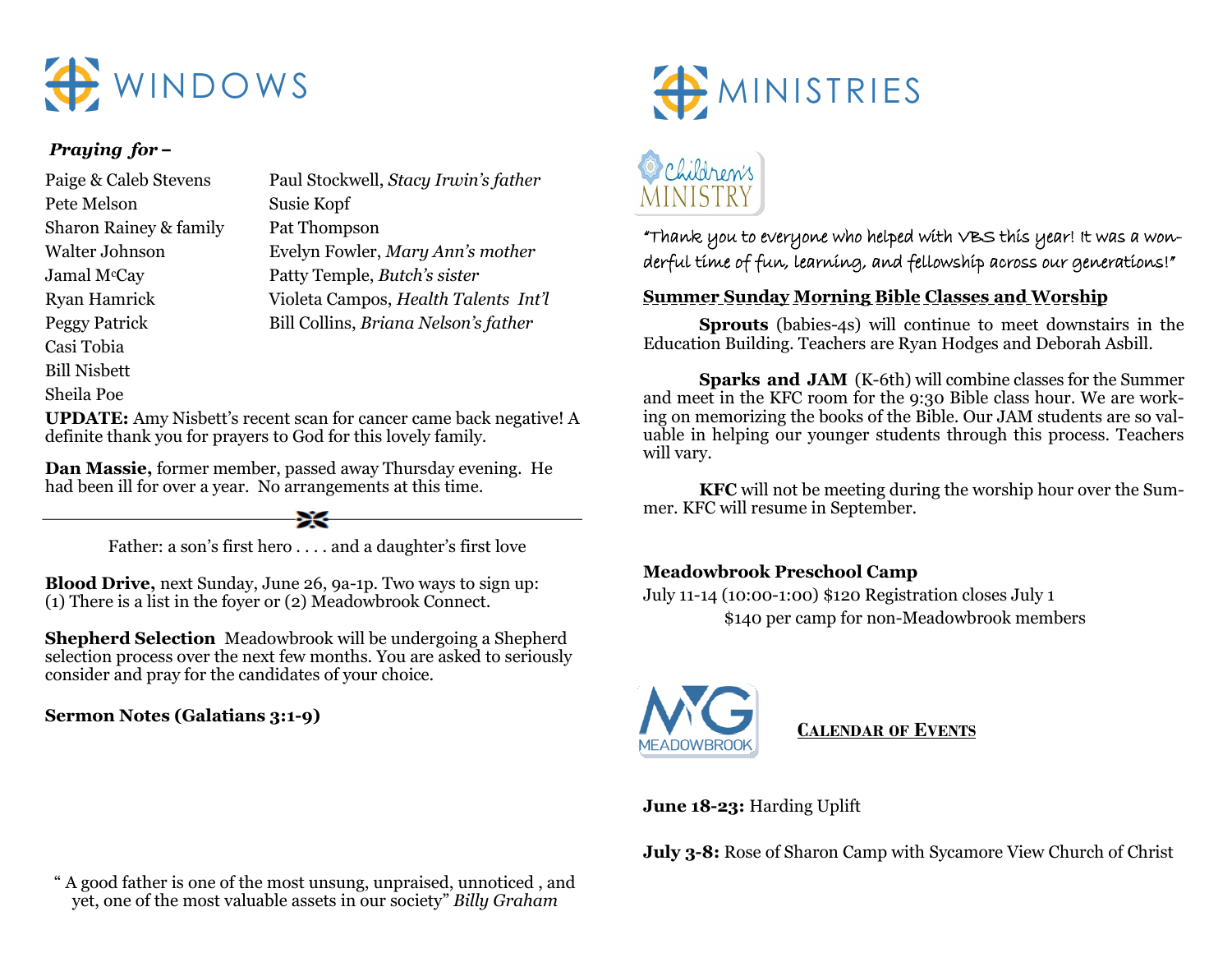# WINDOWS

***Praying for –***

Paige & Caleb Stevens
Pete Melson
Sharon Rainey & family
Walter Johnson
Jamal McCay
Ryan Hamrick
Peggy Patrick
Casi Tobia
Bill Nisbett
Sheila Poe
Paul Stockwell, *Stacy Irwin's father*
Susie Kopf
Pat Thompson
Evelyn Fowler, *Mary Ann's mother*
Patty Temple, *Butch's sister*
Violeta Campos, *Health Talents Int'l*
Bill Collins, *Briana Nelson's father*

**UPDATE:** Amy Nisbett's recent scan for cancer came back negative! A definite thank you for prayers to God for this lovely family.

**Dan Massie,** former member, passed away Thursday evening. He had been ill for over a year. No arrangements at this time.

---

Father: a son's first hero . . . . and a daughter's first love

**Blood Drive,** next Sunday, June 26, 9a-1p. Two ways to sign up: (1) There is a list in the foyer or (2) Meadowbrook Connect.

**Shepherd Selection** Meadowbrook will be undergoing a Shepherd selection process over the next few months. You are asked to seriously consider and pray for the candidates of your choice.

**Sermon Notes (Galatians 3:1-9)**

" A good father is one of the most unsung, unpraised, unnoticed , and yet, one of the most valuable assets in our society" *Billy Graham*

# MINISTRIES

## Children's MINISTRY

"Thank you to everyone who helped with VBS this year! It was a wonderful time of fun, learning, and fellowship across our generations!"

**Summer Sunday Morning Bible Classes and Worship**

**Sprouts** (babies-4s) will continue to meet downstairs in the Education Building. Teachers are Ryan Hodges and Deborah Asbill.

**Sparks and JAM** (K-6th) will combine classes for the Summer and meet in the KFC room for the 9:30 Bible class hour. We are working on memorizing the books of the Bible. Our JAM students are so valuable in helping our younger students through this process. Teachers will vary.

**KFC** will not be meeting during the worship hour over the Summer. KFC will resume in September.

**Meadowbrook Preschool Camp**
July 11-14 (10:00-1:00) $120 Registration closes July 1
$140 per camp for non-Meadowbrook members

MYG MEADOWBROOK

**Calendar of Events**

**June 18-23:** Harding Uplift

**July 3-8:** Rose of Sharon Camp with Sycamore View Church of Christ